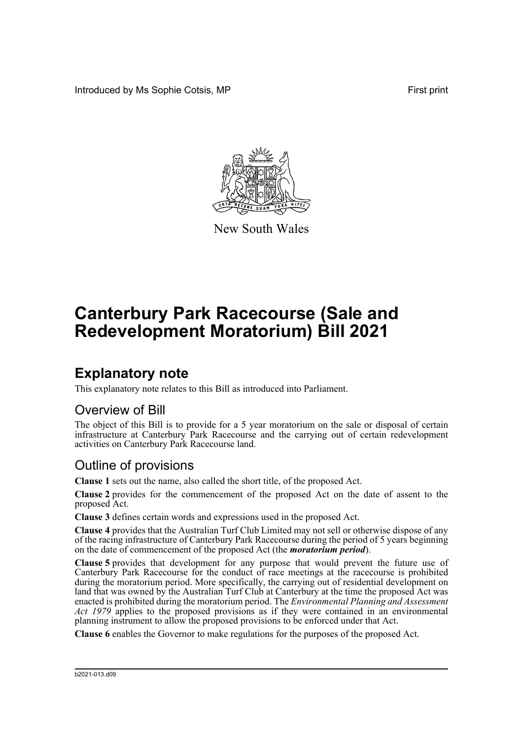Introduced by Ms Sophie Cotsis, MP

First print

New South Wales

# Canterbury Park Racecourse (Sale and Redevelopment Moratorium) Bill 2021

## Explanatory note

This explanatory note relates to this Bill as introduced into Parliament.

### Overview of Bill

The object of this Bill is to provide for a 5 year moratorium on the sale or disposal of certain infrastructure at Canterbury Park Racecourse and the carrying out of certain redevelopment activities on Canterbury Park Racecourse land.

### Outline of provisions

**Clause 1** sets out the name, also called the short title, of the proposed Act.

**Clause 2** provides for the commencement of the proposed Act on the date of assent to the proposed Act.

**Clause 3** defines certain words and expressions used in the proposed Act.

**Clause 4** provides that the Australian Turf Club Limited may not sell or otherwise dispose of any of the racing infrastructure of Canterbury Park Racecourse during the period of 5 years beginning on the date of commencement of the proposed Act (the ***moratorium period***).

**Clause 5** provides that development for any purpose that would prevent the future use of Canterbury Park Racecourse for the conduct of race meetings at the racecourse is prohibited during the moratorium period. More specifically, the carrying out of residential development on land that was owned by the Australian Turf Club at Canterbury at the time the proposed Act was enacted is prohibited during the moratorium period. The *Environmental Planning and Assessment Act 1979* applies to the proposed provisions as if they were contained in an environmental planning instrument to allow the proposed provisions to be enforced under that Act.

**Clause 6** enables the Governor to make regulations for the purposes of the proposed Act.

b2021-013.d09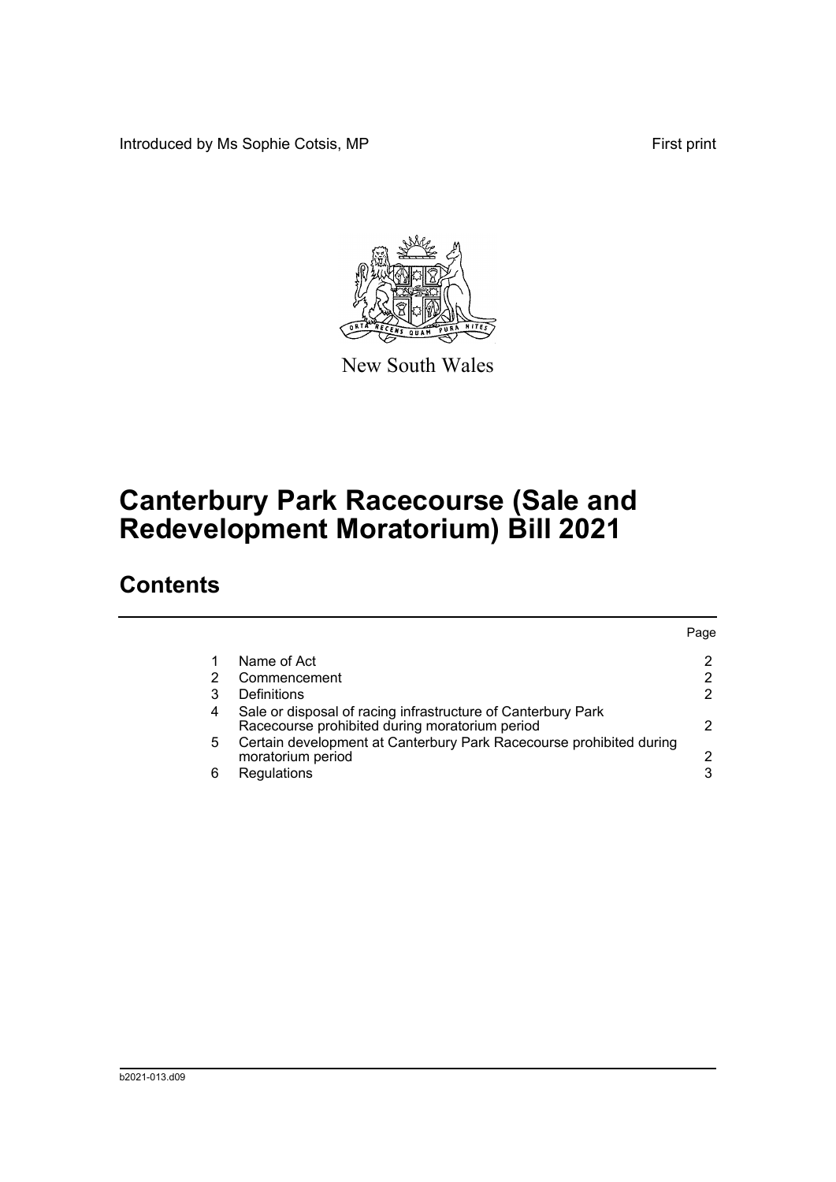Introduced by Ms Sophie Cotsis, MP First print

New South Wales

# Canterbury Park Racecourse (Sale and Redevelopment Moratorium) Bill 2021

## Contents

| | | Page |
|---|---|---|
| 1 | Name of Act | 2 |
| 2 | Commencement | 2 |
| 3 | Definitions | 2 |
| 4 | Sale or disposal of racing infrastructure of Canterbury Park Racecourse prohibited during moratorium period | 2 |
| 5 | Certain development at Canterbury Park Racecourse prohibited during moratorium period | 2 |
| 6 | Regulations | 3 |

b2021-013.d09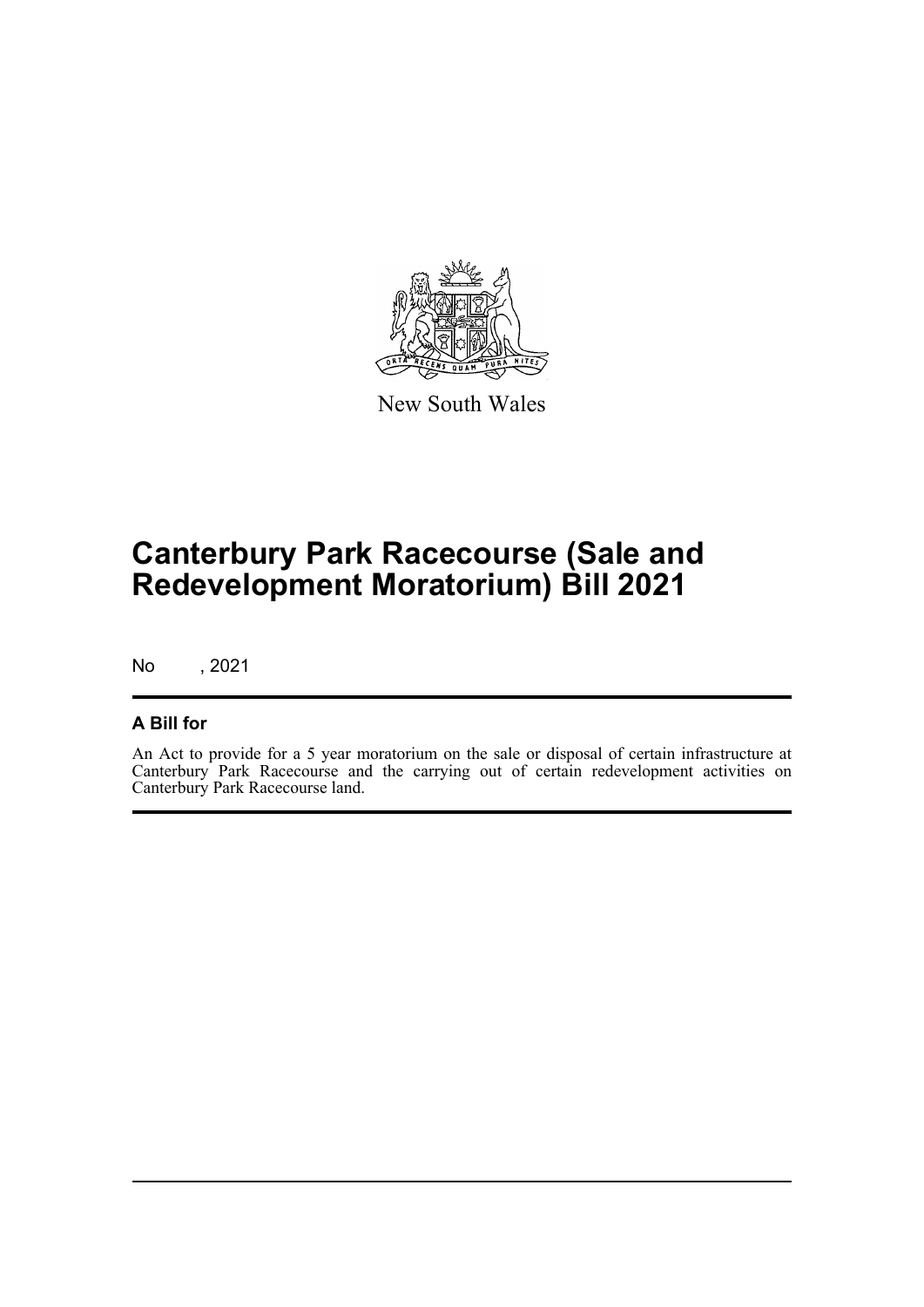New South Wales

# Canterbury Park Racecourse (Sale and Redevelopment Moratorium) Bill 2021

No , 2021

## A Bill for

An Act to provide for a 5 year moratorium on the sale or disposal of certain infrastructure at Canterbury Park Racecourse and the carrying out of certain redevelopment activities on Canterbury Park Racecourse land.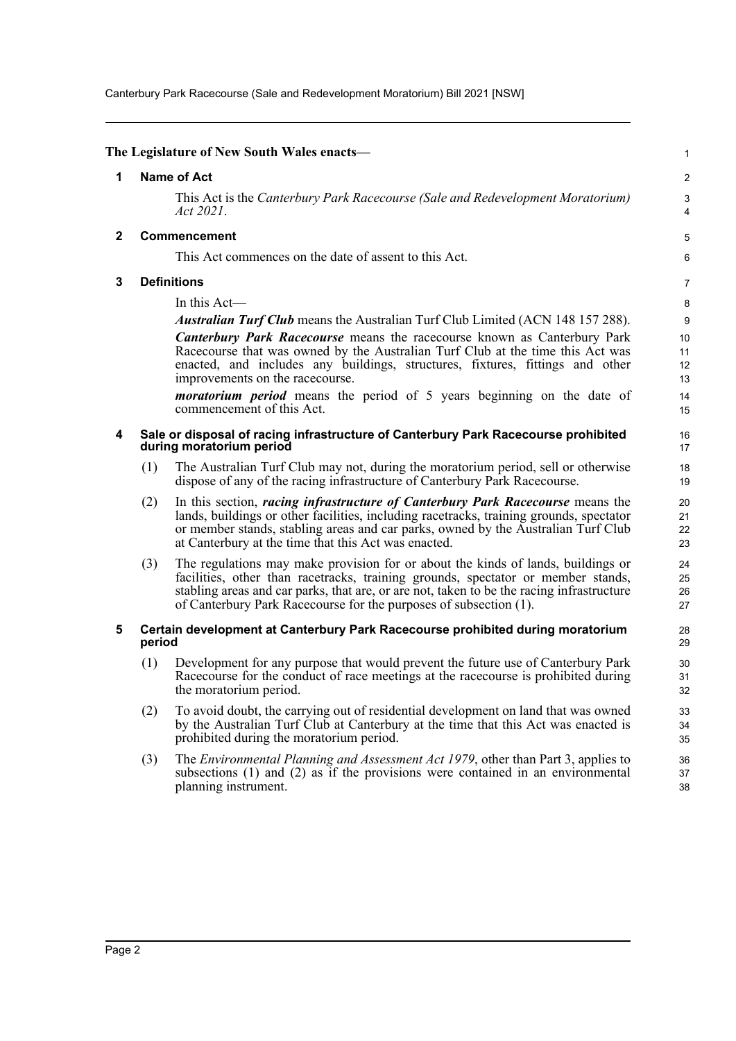The Legislature of New South Wales enacts—

## 1 Name of Act

This Act is the *Canterbury Park Racecourse (Sale and Redevelopment Moratorium) Act 2021*.

## 2 Commencement

This Act commences on the date of assent to this Act.

## 3 Definitions

In this Act—

***Australian Turf Club*** means the Australian Turf Club Limited (ACN 148 157 288).

***Canterbury Park Racecourse*** means the racecourse known as Canterbury Park Racecourse that was owned by the Australian Turf Club at the time this Act was enacted, and includes any buildings, structures, fixtures, fittings and other improvements on the racecourse.

***moratorium period*** means the period of 5 years beginning on the date of commencement of this Act.

## 4 Sale or disposal of racing infrastructure of Canterbury Park Racecourse prohibited during moratorium period

(1) The Australian Turf Club may not, during the moratorium period, sell or otherwise dispose of any of the racing infrastructure of Canterbury Park Racecourse.

(2) In this section, ***racing infrastructure of Canterbury Park Racecourse*** means the lands, buildings or other facilities, including racetracks, training grounds, spectator or member stands, stabling areas and car parks, owned by the Australian Turf Club at Canterbury at the time that this Act was enacted.

(3) The regulations may make provision for or about the kinds of lands, buildings or facilities, other than racetracks, training grounds, spectator or member stands, stabling areas and car parks, that are, or are not, taken to be the racing infrastructure of Canterbury Park Racecourse for the purposes of subsection (1).

## 5 Certain development at Canterbury Park Racecourse prohibited during moratorium period

(1) Development for any purpose that would prevent the future use of Canterbury Park Racecourse for the conduct of race meetings at the racecourse is prohibited during the moratorium period.

(2) To avoid doubt, the carrying out of residential development on land that was owned by the Australian Turf Club at Canterbury at the time that this Act was enacted is prohibited during the moratorium period.

(3) The *Environmental Planning and Assessment Act 1979*, other than Part 3, applies to subsections (1) and (2) as if the provisions were contained in an environmental planning instrument.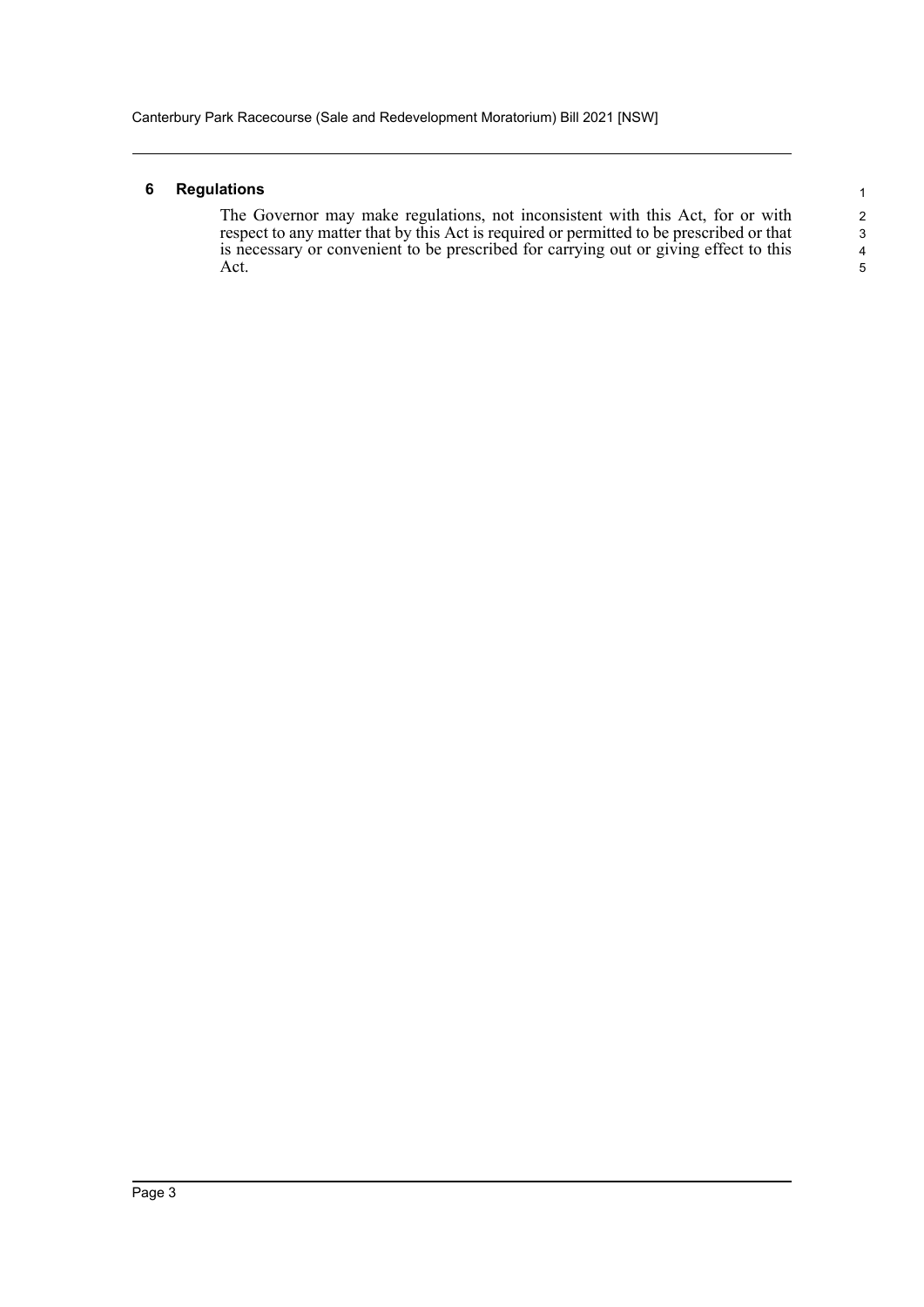## 6 Regulations

The Governor may make regulations, not inconsistent with this Act, for or with respect to any matter that by this Act is required or permitted to be prescribed or that is necessary or convenient to be prescribed for carrying out or giving effect to this Act.